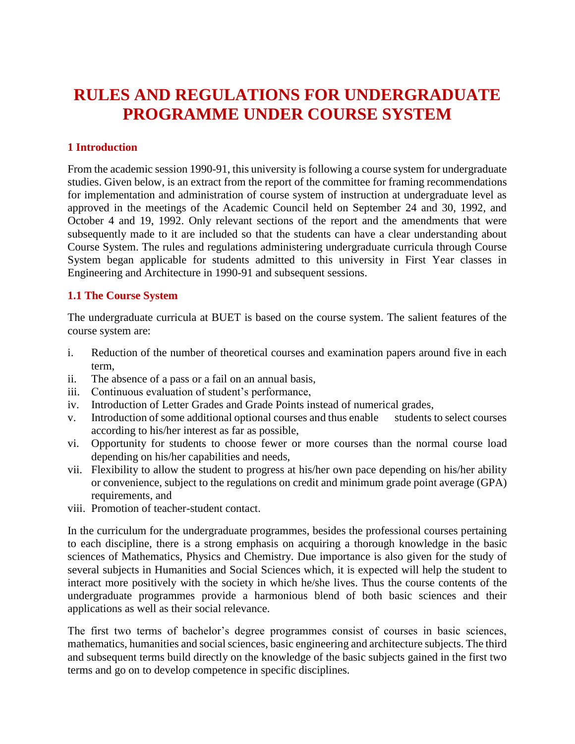# RULES AND REGULATIONS FOR UNDERGRADUATE PROGRAMME UNDER COURSE SYSTEM

## 1 Introduction

From the academic session 1990-91, this university is following a course system for undergraduate studies. Given below, is an extract from the report of the committee for framing recommendations for implementation and administration of course system of instruction at undergraduate level as approved in the meetings of the Academic Council held on September 24 and 30, 1992, and October 4 and 19, 1992. Only relevant sections of the report and the amendments that were subsequently made to it are included so that the students can have a clear understanding about Course System. The rules and regulations administering undergraduate curricula through Course System began applicable for students admitted to this university in First Year classes in Engineering and Architecture in 1990-91 and subsequent sessions.

### 1.1 The Course System

The undergraduate curricula at BUET is based on the course system. The salient features of the course system are:

i. Reduction of the number of theoretical courses and examination papers around five in each term,
ii. The absence of a pass or a fail on an annual basis,
iii. Continuous evaluation of student's performance,
iv. Introduction of Letter Grades and Grade Points instead of numerical grades,
v. Introduction of some additional optional courses and thus enable students to select courses according to his/her interest as far as possible,
vi. Opportunity for students to choose fewer or more courses than the normal course load depending on his/her capabilities and needs,
vii. Flexibility to allow the student to progress at his/her own pace depending on his/her ability or convenience, subject to the regulations on credit and minimum grade point average (GPA) requirements, and
viii. Promotion of teacher-student contact.

In the curriculum for the undergraduate programmes, besides the professional courses pertaining to each discipline, there is a strong emphasis on acquiring a thorough knowledge in the basic sciences of Mathematics, Physics and Chemistry. Due importance is also given for the study of several subjects in Humanities and Social Sciences which, it is expected will help the student to interact more positively with the society in which he/she lives. Thus the course contents of the undergraduate programmes provide a harmonious blend of both basic sciences and their applications as well as their social relevance.

The first two terms of bachelor's degree programmes consist of courses in basic sciences, mathematics, humanities and social sciences, basic engineering and architecture subjects. The third and subsequent terms build directly on the knowledge of the basic subjects gained in the first two terms and go on to develop competence in specific disciplines.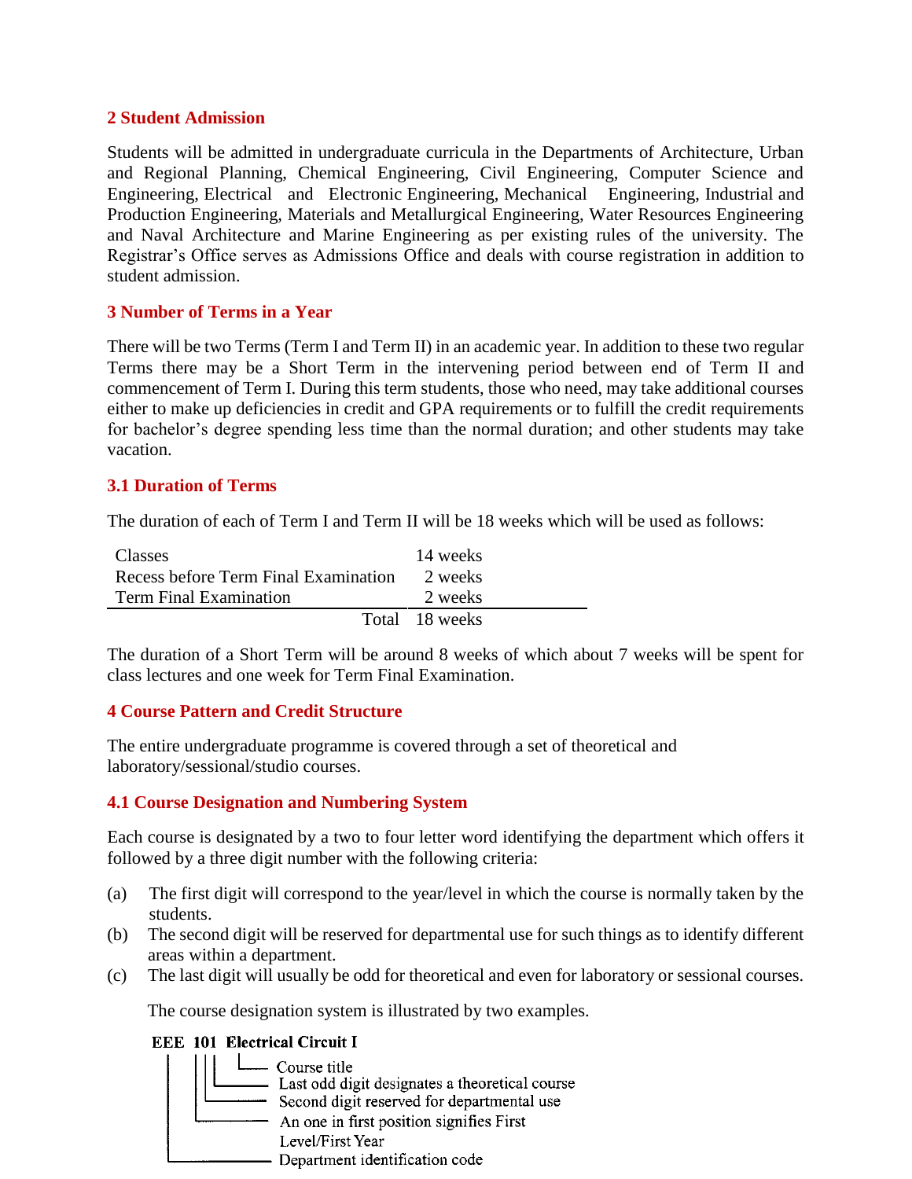## 2 Student Admission

Students will be admitted in undergraduate curricula in the Departments of Architecture, Urban and Regional Planning, Chemical Engineering, Civil Engineering, Computer Science and Engineering, Electrical and Electronic Engineering, Mechanical Engineering, Industrial and Production Engineering, Materials and Metallurgical Engineering, Water Resources Engineering and Naval Architecture and Marine Engineering as per existing rules of the university. The Registrar's Office serves as Admissions Office and deals with course registration in addition to student admission.

## 3 Number of Terms in a Year

There will be two Terms (Term I and Term II) in an academic year. In addition to these two regular Terms there may be a Short Term in the intervening period between end of Term II and commencement of Term I. During this term students, those who need, may take additional courses either to make up deficiencies in credit and GPA requirements or to fulfill the credit requirements for bachelor's degree spending less time than the normal duration; and other students may take vacation.

### 3.1 Duration of Terms

The duration of each of Term I and Term II will be 18 weeks which will be used as follows:

| | |
|---|---|
| Classes | 14 weeks |
| Recess before Term Final Examination | 2 weeks |
| Term Final Examination | 2 weeks |
| Total | 18 weeks |

The duration of a Short Term will be around 8 weeks of which about 7 weeks will be spent for class lectures and one week for Term Final Examination.

## 4 Course Pattern and Credit Structure

The entire undergraduate programme is covered through a set of theoretical and laboratory/sessional/studio courses.

### 4.1 Course Designation and Numbering System

Each course is designated by a two to four letter word identifying the department which offers it followed by a three digit number with the following criteria:

(a) The first digit will correspond to the year/level in which the course is normally taken by the students.

(b) The second digit will be reserved for departmental use for such things as to identify different areas within a department.

(c) The last digit will usually be odd for theoretical and even for laboratory or sessional courses.

The course designation system is illustrated by two examples.

**EEE 101 Electrical Circuit I**

- Course title
- Last odd digit designates a theoretical course
- Second digit reserved for departmental use
- An one in first position signifies First Level/First Year
- Department identification code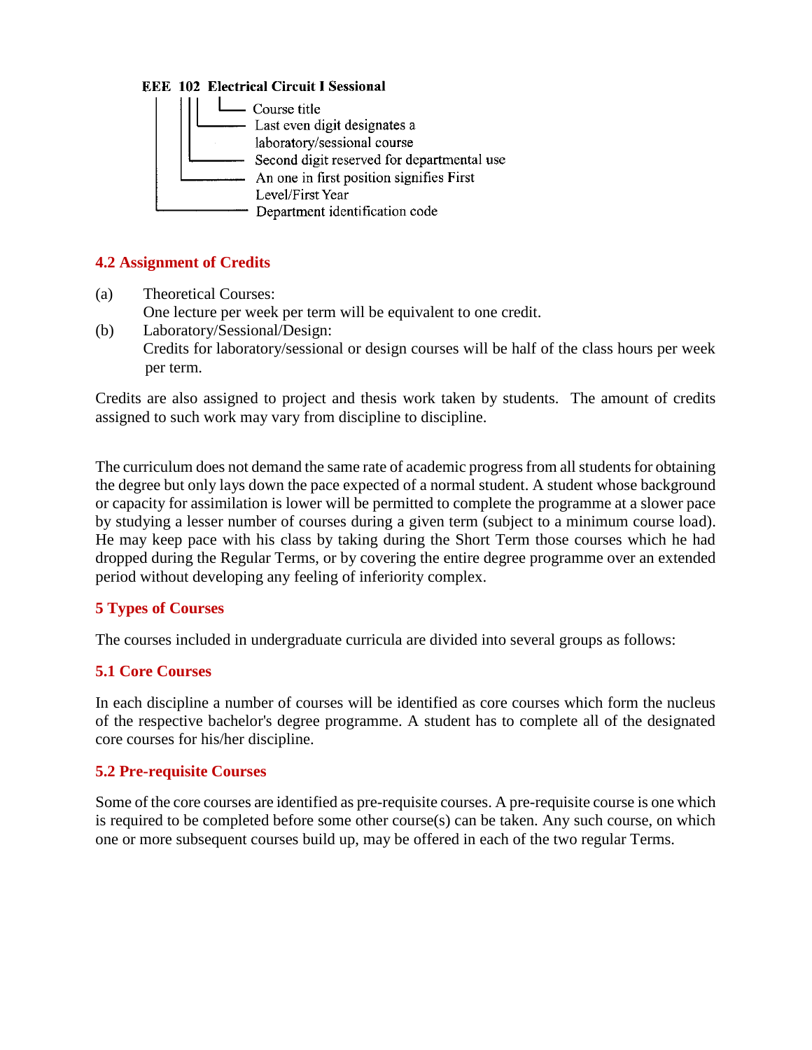**EEE 102 Electrical Circuit I Sessional**

- Course title
- Last even digit designates a laboratory/sessional course
- Second digit reserved for departmental use
- An one in first position signifies First Level/First Year
- Department identification code

## 4.2 Assignment of Credits

(a) Theoretical Courses:
One lecture per week per term will be equivalent to one credit.

(b) Laboratory/Sessional/Design:
Credits for laboratory/sessional or design courses will be half of the class hours per week per term.

Credits are also assigned to project and thesis work taken by students. The amount of credits assigned to such work may vary from discipline to discipline.

The curriculum does not demand the same rate of academic progress from all students for obtaining the degree but only lays down the pace expected of a normal student. A student whose background or capacity for assimilation is lower will be permitted to complete the programme at a slower pace by studying a lesser number of courses during a given term (subject to a minimum course load). He may keep pace with his class by taking during the Short Term those courses which he had dropped during the Regular Terms, or by covering the entire degree programme over an extended period without developing any feeling of inferiority complex.

# 5 Types of Courses

The courses included in undergraduate curricula are divided into several groups as follows:

## 5.1 Core Courses

In each discipline a number of courses will be identified as core courses which form the nucleus of the respective bachelor's degree programme. A student has to complete all of the designated core courses for his/her discipline.

## 5.2 Pre-requisite Courses

Some of the core courses are identified as pre-requisite courses. A pre-requisite course is one which is required to be completed before some other course(s) can be taken. Any such course, on which one or more subsequent courses build up, may be offered in each of the two regular Terms.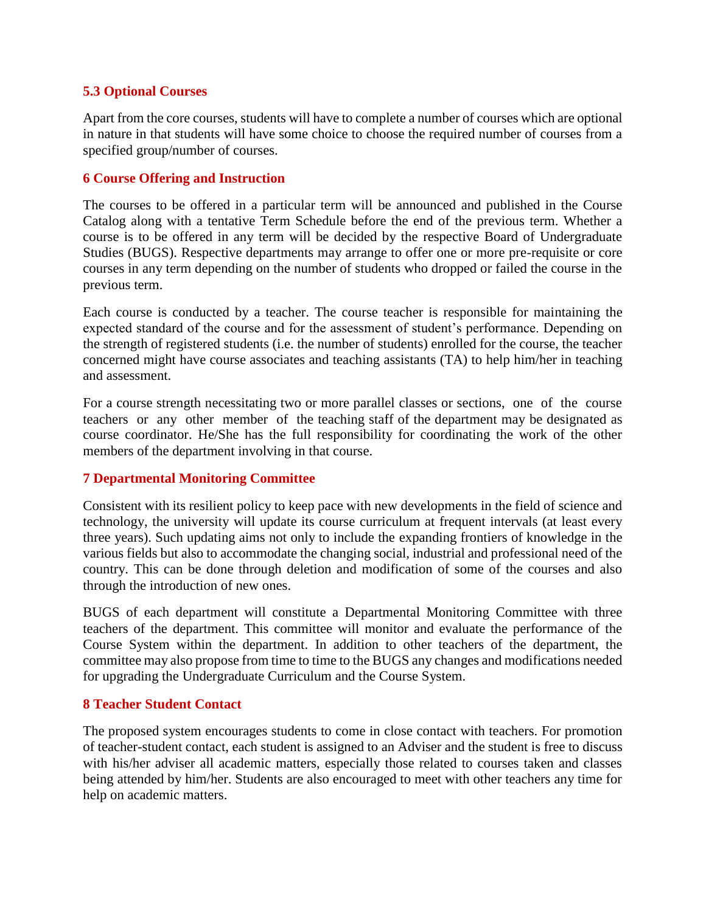### 5.3 Optional Courses

Apart from the core courses, students will have to complete a number of courses which are optional in nature in that students will have some choice to choose the required number of courses from a specified group/number of courses.

## 6 Course Offering and Instruction

The courses to be offered in a particular term will be announced and published in the Course Catalog along with a tentative Term Schedule before the end of the previous term. Whether a course is to be offered in any term will be decided by the respective Board of Undergraduate Studies (BUGS). Respective departments may arrange to offer one or more pre-requisite or core courses in any term depending on the number of students who dropped or failed the course in the previous term.

Each course is conducted by a teacher. The course teacher is responsible for maintaining the expected standard of the course and for the assessment of student's performance. Depending on the strength of registered students (i.e. the number of students) enrolled for the course, the teacher concerned might have course associates and teaching assistants (TA) to help him/her in teaching and assessment.

For a course strength necessitating two or more parallel classes or sections, one of the course teachers or any other member of the teaching staff of the department may be designated as course coordinator. He/She has the full responsibility for coordinating the work of the other members of the department involving in that course.

## 7 Departmental Monitoring Committee

Consistent with its resilient policy to keep pace with new developments in the field of science and technology, the university will update its course curriculum at frequent intervals (at least every three years). Such updating aims not only to include the expanding frontiers of knowledge in the various fields but also to accommodate the changing social, industrial and professional need of the country. This can be done through deletion and modification of some of the courses and also through the introduction of new ones.

BUGS of each department will constitute a Departmental Monitoring Committee with three teachers of the department. This committee will monitor and evaluate the performance of the Course System within the department. In addition to other teachers of the department, the committee may also propose from time to time to the BUGS any changes and modifications needed for upgrading the Undergraduate Curriculum and the Course System.

## 8 Teacher Student Contact

The proposed system encourages students to come in close contact with teachers. For promotion of teacher-student contact, each student is assigned to an Adviser and the student is free to discuss with his/her adviser all academic matters, especially those related to courses taken and classes being attended by him/her. Students are also encouraged to meet with other teachers any time for help on academic matters.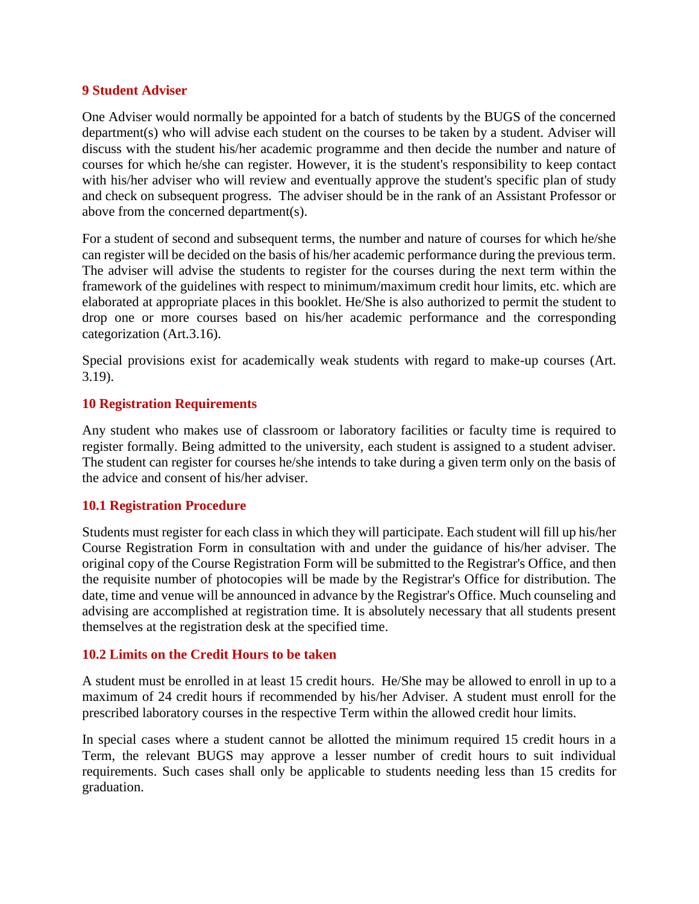## 9 Student Adviser

One Adviser would normally be appointed for a batch of students by the BUGS of the concerned department(s) who will advise each student on the courses to be taken by a student. Adviser will discuss with the student his/her academic programme and then decide the number and nature of courses for which he/she can register. However, it is the student's responsibility to keep contact with his/her adviser who will review and eventually approve the student's specific plan of study and check on subsequent progress. The adviser should be in the rank of an Assistant Professor or above from the concerned department(s).

For a student of second and subsequent terms, the number and nature of courses for which he/she can register will be decided on the basis of his/her academic performance during the previous term. The adviser will advise the students to register for the courses during the next term within the framework of the guidelines with respect to minimum/maximum credit hour limits, etc. which are elaborated at appropriate places in this booklet. He/She is also authorized to permit the student to drop one or more courses based on his/her academic performance and the corresponding categorization (Art.3.16).

Special provisions exist for academically weak students with regard to make-up courses (Art. 3.19).

## 10 Registration Requirements

Any student who makes use of classroom or laboratory facilities or faculty time is required to register formally. Being admitted to the university, each student is assigned to a student adviser. The student can register for courses he/she intends to take during a given term only on the basis of the advice and consent of his/her adviser.

### 10.1 Registration Procedure

Students must register for each class in which they will participate. Each student will fill up his/her Course Registration Form in consultation with and under the guidance of his/her adviser. The original copy of the Course Registration Form will be submitted to the Registrar's Office, and then the requisite number of photocopies will be made by the Registrar's Office for distribution. The date, time and venue will be announced in advance by the Registrar's Office. Much counseling and advising are accomplished at registration time. It is absolutely necessary that all students present themselves at the registration desk at the specified time.

### 10.2 Limits on the Credit Hours to be taken

A student must be enrolled in at least 15 credit hours. He/She may be allowed to enroll in up to a maximum of 24 credit hours if recommended by his/her Adviser. A student must enroll for the prescribed laboratory courses in the respective Term within the allowed credit hour limits.

In special cases where a student cannot be allotted the minimum required 15 credit hours in a Term, the relevant BUGS may approve a lesser number of credit hours to suit individual requirements. Such cases shall only be applicable to students needing less than 15 credits for graduation.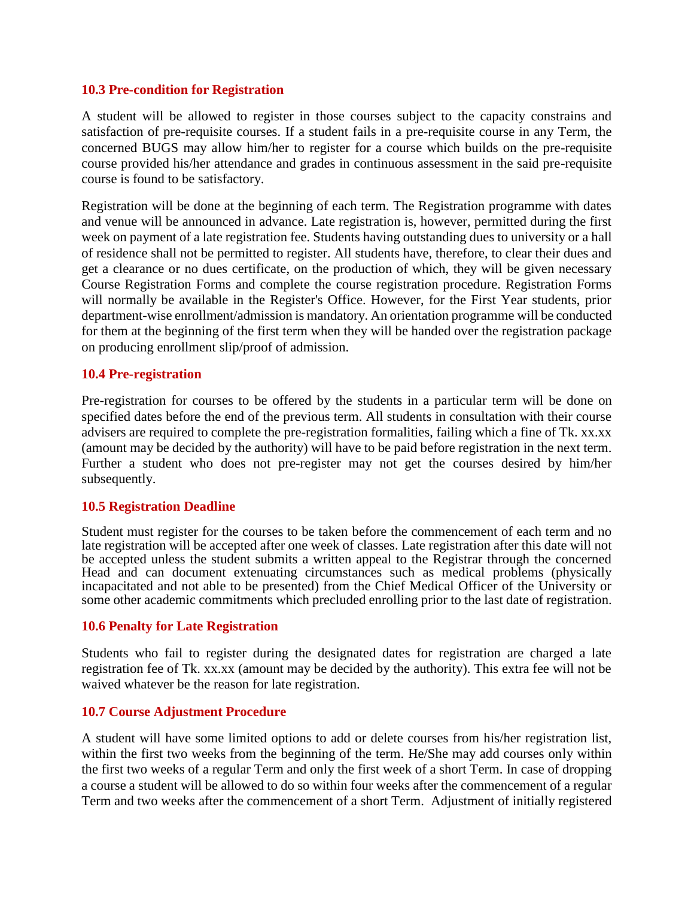### 10.3 Pre-condition for Registration

A student will be allowed to register in those courses subject to the capacity constrains and satisfaction of pre-requisite courses. If a student fails in a pre-requisite course in any Term, the concerned BUGS may allow him/her to register for a course which builds on the pre-requisite course provided his/her attendance and grades in continuous assessment in the said pre-requisite course is found to be satisfactory.

Registration will be done at the beginning of each term. The Registration programme with dates and venue will be announced in advance. Late registration is, however, permitted during the first week on payment of a late registration fee. Students having outstanding dues to university or a hall of residence shall not be permitted to register. All students have, therefore, to clear their dues and get a clearance or no dues certificate, on the production of which, they will be given necessary Course Registration Forms and complete the course registration procedure. Registration Forms will normally be available in the Register's Office. However, for the First Year students, prior department-wise enrollment/admission is mandatory. An orientation programme will be conducted for them at the beginning of the first term when they will be handed over the registration package on producing enrollment slip/proof of admission.

### 10.4 Pre-registration

Pre-registration for courses to be offered by the students in a particular term will be done on specified dates before the end of the previous term. All students in consultation with their course advisers are required to complete the pre-registration formalities, failing which a fine of Tk. xx.xx (amount may be decided by the authority) will have to be paid before registration in the next term. Further a student who does not pre-register may not get the courses desired by him/her subsequently.

### 10.5 Registration Deadline

Student must register for the courses to be taken before the commencement of each term and no late registration will be accepted after one week of classes. Late registration after this date will not be accepted unless the student submits a written appeal to the Registrar through the concerned Head and can document extenuating circumstances such as medical problems (physically incapacitated and not able to be presented) from the Chief Medical Officer of the University or some other academic commitments which precluded enrolling prior to the last date of registration.

### 10.6 Penalty for Late Registration

Students who fail to register during the designated dates for registration are charged a late registration fee of Tk. xx.xx (amount may be decided by the authority). This extra fee will not be waived whatever be the reason for late registration.

### 10.7 Course Adjustment Procedure

A student will have some limited options to add or delete courses from his/her registration list, within the first two weeks from the beginning of the term. He/She may add courses only within the first two weeks of a regular Term and only the first week of a short Term. In case of dropping a course a student will be allowed to do so within four weeks after the commencement of a regular Term and two weeks after the commencement of a short Term. Adjustment of initially registered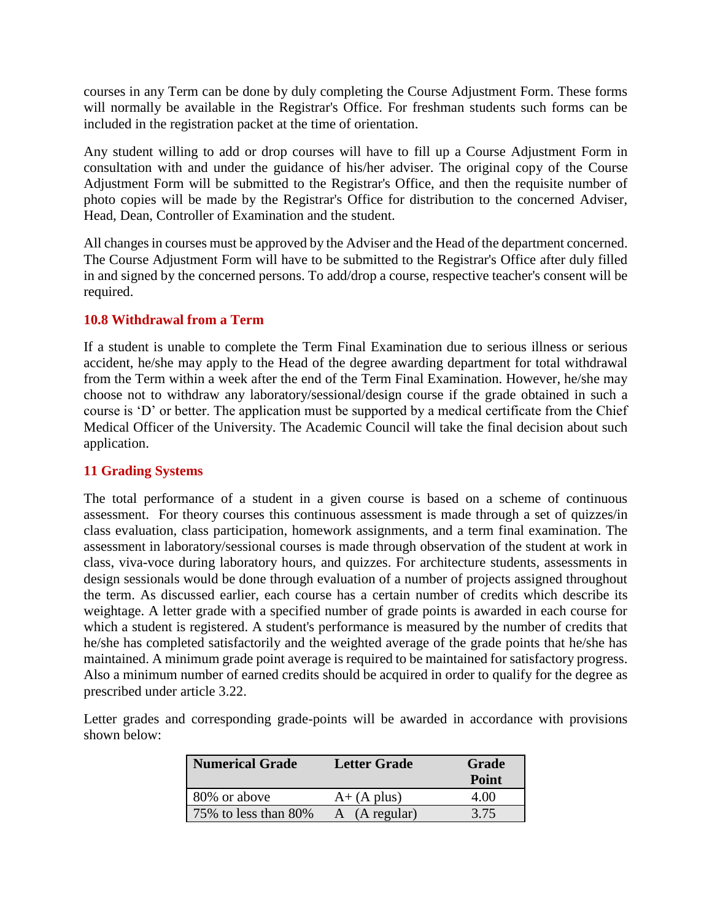courses in any Term can be done by duly completing the Course Adjustment Form. These forms will normally be available in the Registrar's Office. For freshman students such forms can be included in the registration packet at the time of orientation.

Any student willing to add or drop courses will have to fill up a Course Adjustment Form in consultation with and under the guidance of his/her adviser. The original copy of the Course Adjustment Form will be submitted to the Registrar's Office, and then the requisite number of photo copies will be made by the Registrar's Office for distribution to the concerned Adviser, Head, Dean, Controller of Examination and the student.

All changes in courses must be approved by the Adviser and the Head of the department concerned. The Course Adjustment Form will have to be submitted to the Registrar's Office after duly filled in and signed by the concerned persons. To add/drop a course, respective teacher's consent will be required.

### 10.8 Withdrawal from a Term

If a student is unable to complete the Term Final Examination due to serious illness or serious accident, he/she may apply to the Head of the degree awarding department for total withdrawal from the Term within a week after the end of the Term Final Examination. However, he/she may choose not to withdraw any laboratory/sessional/design course if the grade obtained in such a course is 'D' or better. The application must be supported by a medical certificate from the Chief Medical Officer of the University. The Academic Council will take the final decision about such application.

## 11 Grading Systems

The total performance of a student in a given course is based on a scheme of continuous assessment. For theory courses this continuous assessment is made through a set of quizzes/in class evaluation, class participation, homework assignments, and a term final examination. The assessment in laboratory/sessional courses is made through observation of the student at work in class, viva-voce during laboratory hours, and quizzes. For architecture students, assessments in design sessionals would be done through evaluation of a number of projects assigned throughout the term. As discussed earlier, each course has a certain number of credits which describe its weightage. A letter grade with a specified number of grade points is awarded in each course for which a student is registered. A student's performance is measured by the number of credits that he/she has completed satisfactorily and the weighted average of the grade points that he/she has maintained. A minimum grade point average is required to be maintained for satisfactory progress. Also a minimum number of earned credits should be acquired in order to qualify for the degree as prescribed under article 3.22.

Letter grades and corresponding grade-points will be awarded in accordance with provisions shown below:

| Numerical Grade | Letter Grade | Grade Point |
|---|---|---|
| 80% or above | A+ (A plus) | 4.00 |
| 75% to less than 80% | A (A regular) | 3.75 |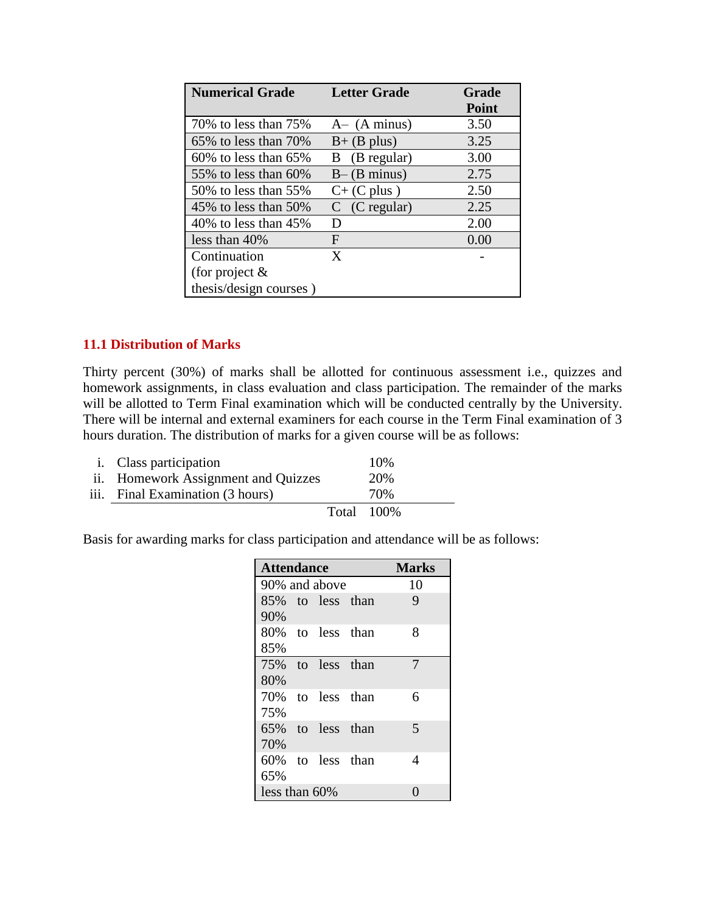| Numerical Grade | Letter Grade | Grade Point |
|---|---|---|
| 70% to less than 75% | A– (A minus) | 3.50 |
| 65% to less than 70% | B+ (B plus) | 3.25 |
| 60% to less than 65% | B (B regular) | 3.00 |
| 55% to less than 60% | B– (B minus) | 2.75 |
| 50% to less than 55% | C+ (C plus ) | 2.50 |
| 45% to less than 50% | C (C regular) | 2.25 |
| 40% to less than 45% | D | 2.00 |
| less than 40% | F | 0.00 |
| Continuation (for project & thesis/design courses ) | X | - |

### 11.1 Distribution of Marks

Thirty percent (30%) of marks shall be allotted for continuous assessment i.e., quizzes and homework assignments, in class evaluation and class participation. The remainder of the marks will be allotted to Term Final examination which will be conducted centrally by the University. There will be internal and external examiners for each course in the Term Final examination of 3 hours duration. The distribution of marks for a given course will be as follows:

| | | |
|---|---|---|
| i. | Class participation | 10% |
| ii. | Homework Assignment and Quizzes | 20% |
| iii. | Final Examination (3 hours) | 70% |
| | Total | 100% |

Basis for awarding marks for class participation and attendance will be as follows:

| Attendance | Marks |
|---|---|
| 90% and above | 10 |
| 85% to less than 90% | 9 |
| 80% to less than 85% | 8 |
| 75% to less than 80% | 7 |
| 70% to less than 75% | 6 |
| 65% to less than 70% | 5 |
| 60% to less than 65% | 4 |
| less than 60% | 0 |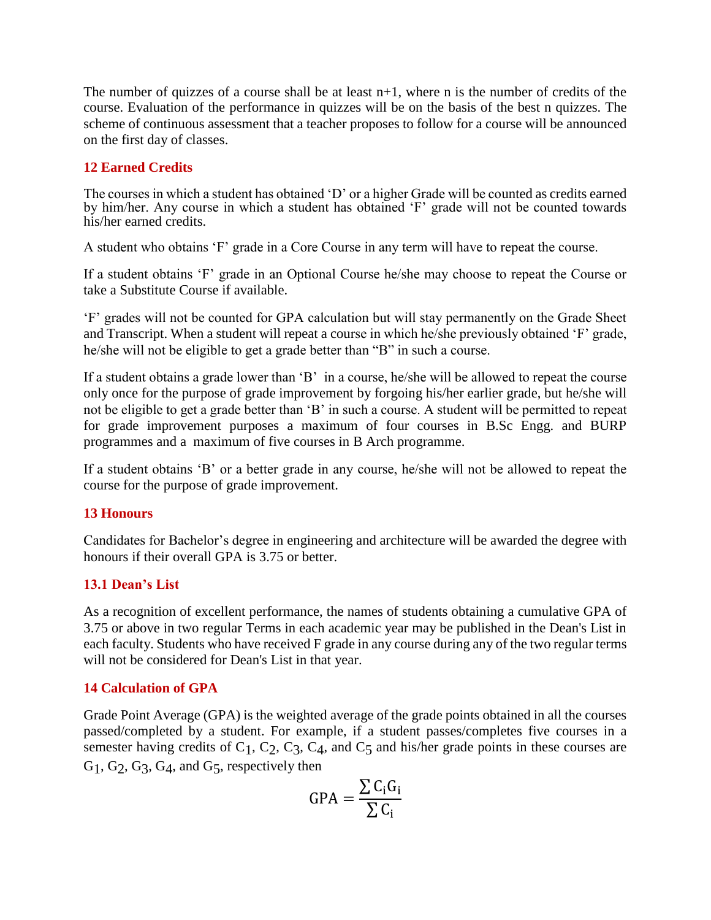The number of quizzes of a course shall be at least n+1, where n is the number of credits of the course. Evaluation of the performance in quizzes will be on the basis of the best n quizzes. The scheme of continuous assessment that a teacher proposes to follow for a course will be announced on the first day of classes.

## 12 Earned Credits

The courses in which a student has obtained 'D' or a higher Grade will be counted as credits earned by him/her. Any course in which a student has obtained 'F' grade will not be counted towards his/her earned credits.

A student who obtains 'F' grade in a Core Course in any term will have to repeat the course.

If a student obtains 'F' grade in an Optional Course he/she may choose to repeat the Course or take a Substitute Course if available.

'F' grades will not be counted for GPA calculation but will stay permanently on the Grade Sheet and Transcript. When a student will repeat a course in which he/she previously obtained 'F' grade, he/she will not be eligible to get a grade better than "B" in such a course.

If a student obtains a grade lower than 'B' in a course, he/she will be allowed to repeat the course only once for the purpose of grade improvement by forgoing his/her earlier grade, but he/she will not be eligible to get a grade better than 'B' in such a course. A student will be permitted to repeat for grade improvement purposes a maximum of four courses in B.Sc Engg. and BURP programmes and a maximum of five courses in B Arch programme.

If a student obtains 'B' or a better grade in any course, he/she will not be allowed to repeat the course for the purpose of grade improvement.

## 13 Honours

Candidates for Bachelor's degree in engineering and architecture will be awarded the degree with honours if their overall GPA is 3.75 or better.

### 13.1 Dean's List

As a recognition of excellent performance, the names of students obtaining a cumulative GPA of 3.75 or above in two regular Terms in each academic year may be published in the Dean's List in each faculty. Students who have received F grade in any course during any of the two regular terms will not be considered for Dean's List in that year.

## 14 Calculation of GPA

Grade Point Average (GPA) is the weighted average of the grade points obtained in all the courses passed/completed by a student. For example, if a student passes/completes five courses in a semester having credits of $C_1$, $C_2$, $C_3$, $C_4$, and $C_5$ and his/her grade points in these courses are $G_1$, $G_2$, $G_3$, $G_4$, and $G_5$, respectively then

$$\text{GPA} = \frac{\sum C_i G_i}{\sum C_i}$$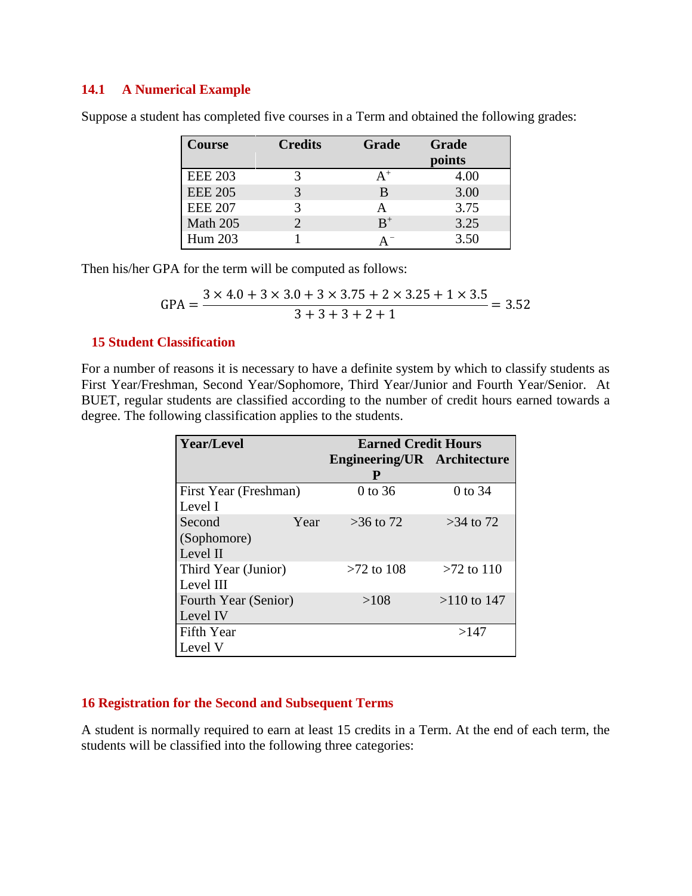### 14.1 A Numerical Example

Suppose a student has completed five courses in a Term and obtained the following grades:

| Course | Credits | Grade | Grade points |
|---|---|---|---|
| EEE 203 | 3 | $A^+$ | 4.00 |
| EEE 205 | 3 | B | 3.00 |
| EEE 207 | 3 | A | 3.75 |
| Math 205 | 2 | $B^+$ | 3.25 |
| Hum 203 | 1 | $A^-$ | 3.50 |

Then his/her GPA for the term will be computed as follows:

$$\text{GPA} = \frac{3 \times 4.0 + 3 \times 3.0 + 3 \times 3.75 + 2 \times 3.25 + 1 \times 3.5}{3 + 3 + 3 + 2 + 1} = 3.52$$

## 15 Student Classification

For a number of reasons it is necessary to have a definite system by which to classify students as First Year/Freshman, Second Year/Sophomore, Third Year/Junior and Fourth Year/Senior. At BUET, regular students are classified according to the number of credit hours earned towards a degree. The following classification applies to the students.

| Year/Level | Earned Credit Hours | |
|---|---|---|
| | Engineering/URP | Architecture |
| First Year (Freshman) Level I | 0 to 36 | 0 to 34 |
| Second Year (Sophomore) Level II | >36 to 72 | >34 to 72 |
| Third Year (Junior) Level III | >72 to 108 | >72 to 110 |
| Fourth Year (Senior) Level IV | >108 | >110 to 147 |
| Fifth Year Level V | | >147 |

## 16 Registration for the Second and Subsequent Terms

A student is normally required to earn at least 15 credits in a Term. At the end of each term, the students will be classified into the following three categories: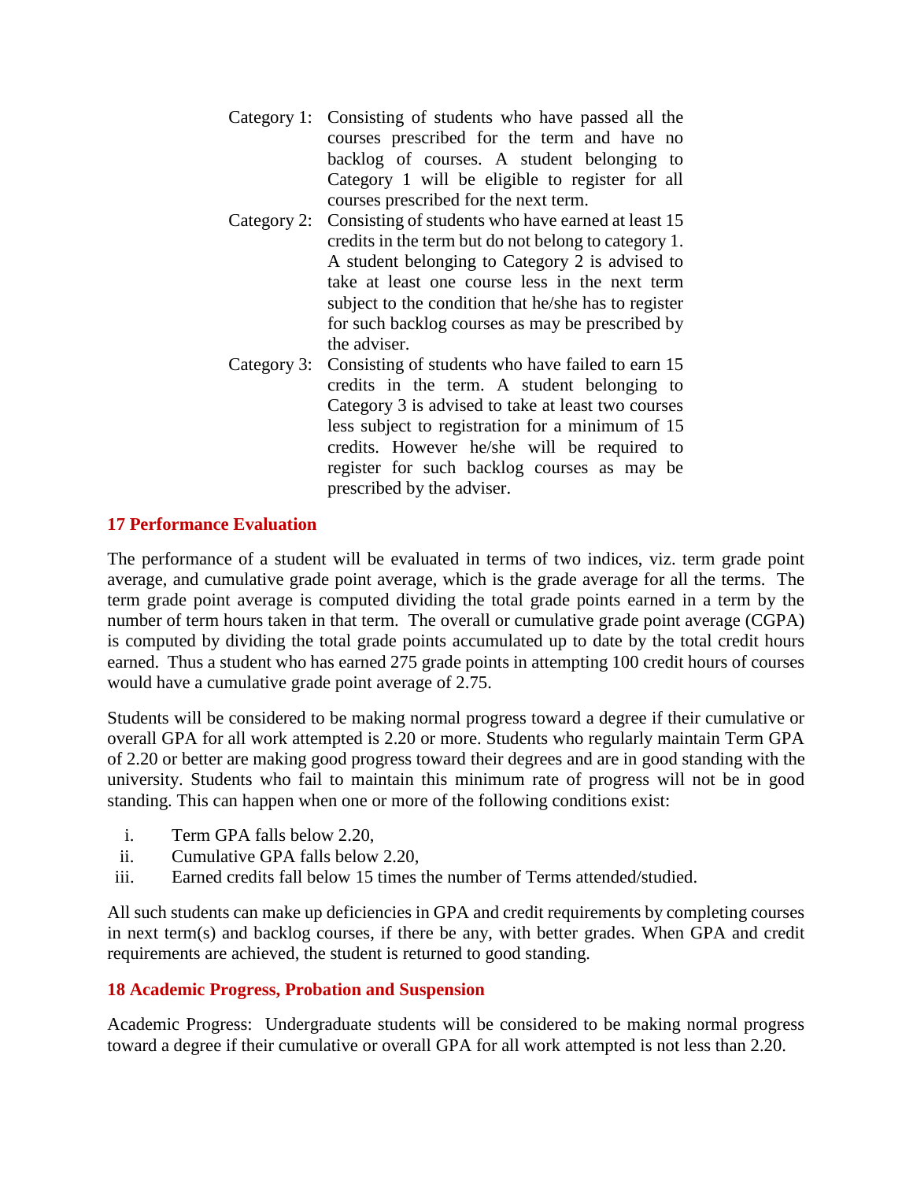Category 1: Consisting of students who have passed all the courses prescribed for the term and have no backlog of courses. A student belonging to Category 1 will be eligible to register for all courses prescribed for the next term.

Category 2: Consisting of students who have earned at least 15 credits in the term but do not belong to category 1. A student belonging to Category 2 is advised to take at least one course less in the next term subject to the condition that he/she has to register for such backlog courses as may be prescribed by the adviser.

Category 3: Consisting of students who have failed to earn 15 credits in the term. A student belonging to Category 3 is advised to take at least two courses less subject to registration for a minimum of 15 credits. However he/she will be required to register for such backlog courses as may be prescribed by the adviser.

## 17 Performance Evaluation

The performance of a student will be evaluated in terms of two indices, viz. term grade point average, and cumulative grade point average, which is the grade average for all the terms. The term grade point average is computed dividing the total grade points earned in a term by the number of term hours taken in that term. The overall or cumulative grade point average (CGPA) is computed by dividing the total grade points accumulated up to date by the total credit hours earned. Thus a student who has earned 275 grade points in attempting 100 credit hours of courses would have a cumulative grade point average of 2.75.

Students will be considered to be making normal progress toward a degree if their cumulative or overall GPA for all work attempted is 2.20 or more. Students who regularly maintain Term GPA of 2.20 or better are making good progress toward their degrees and are in good standing with the university. Students who fail to maintain this minimum rate of progress will not be in good standing. This can happen when one or more of the following conditions exist:

i. Term GPA falls below 2.20,
ii. Cumulative GPA falls below 2.20,
iii. Earned credits fall below 15 times the number of Terms attended/studied.

All such students can make up deficiencies in GPA and credit requirements by completing courses in next term(s) and backlog courses, if there be any, with better grades. When GPA and credit requirements are achieved, the student is returned to good standing.

## 18 Academic Progress, Probation and Suspension

Academic Progress: Undergraduate students will be considered to be making normal progress toward a degree if their cumulative or overall GPA for all work attempted is not less than 2.20.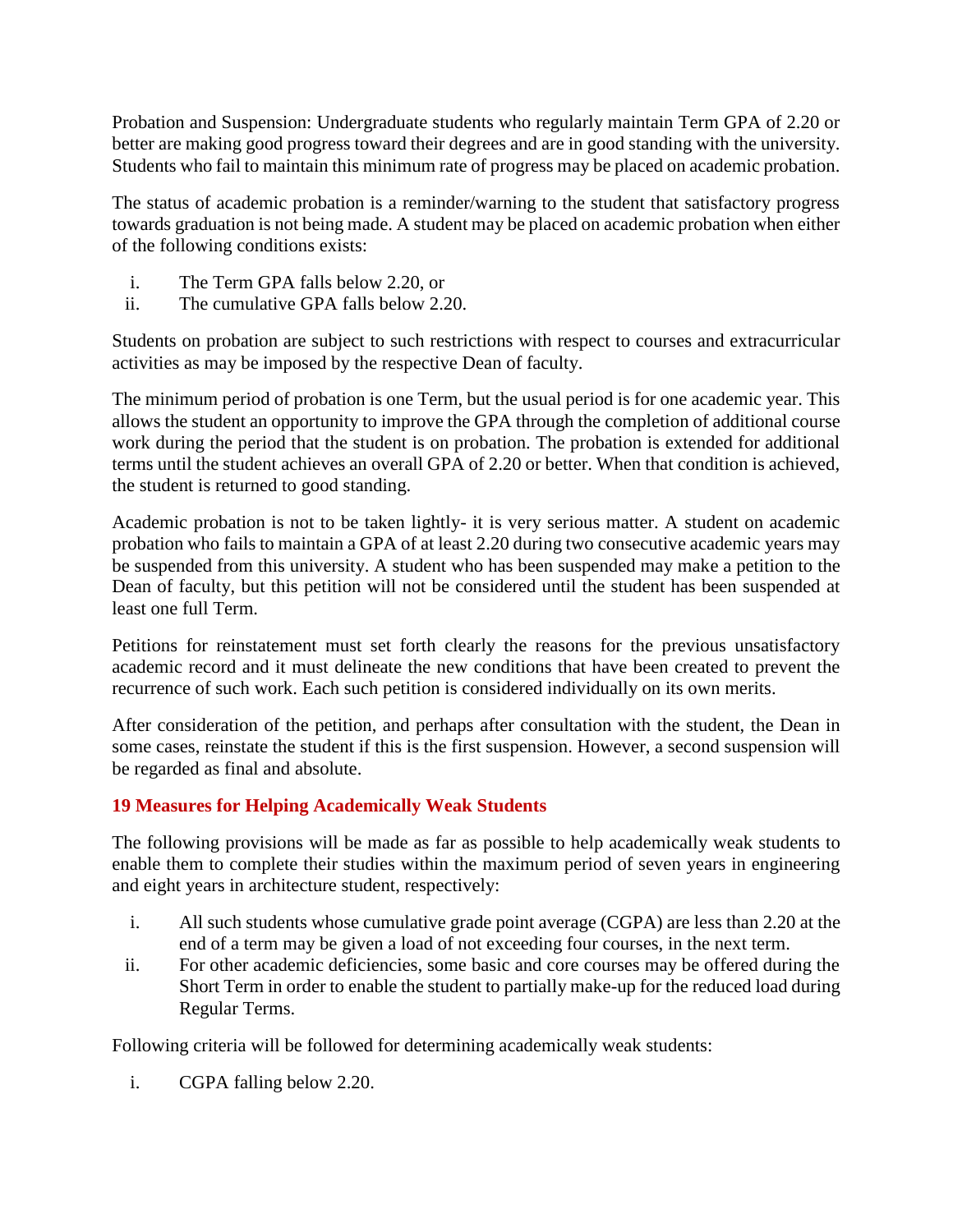Probation and Suspension: Undergraduate students who regularly maintain Term GPA of 2.20 or better are making good progress toward their degrees and are in good standing with the university. Students who fail to maintain this minimum rate of progress may be placed on academic probation.

The status of academic probation is a reminder/warning to the student that satisfactory progress towards graduation is not being made. A student may be placed on academic probation when either of the following conditions exists:

i. The Term GPA falls below 2.20, or
ii. The cumulative GPA falls below 2.20.

Students on probation are subject to such restrictions with respect to courses and extracurricular activities as may be imposed by the respective Dean of faculty.

The minimum period of probation is one Term, but the usual period is for one academic year. This allows the student an opportunity to improve the GPA through the completion of additional course work during the period that the student is on probation. The probation is extended for additional terms until the student achieves an overall GPA of 2.20 or better. When that condition is achieved, the student is returned to good standing.

Academic probation is not to be taken lightly- it is very serious matter. A student on academic probation who fails to maintain a GPA of at least 2.20 during two consecutive academic years may be suspended from this university. A student who has been suspended may make a petition to the Dean of faculty, but this petition will not be considered until the student has been suspended at least one full Term.

Petitions for reinstatement must set forth clearly the reasons for the previous unsatisfactory academic record and it must delineate the new conditions that have been created to prevent the recurrence of such work. Each such petition is considered individually on its own merits.

After consideration of the petition, and perhaps after consultation with the student, the Dean in some cases, reinstate the student if this is the first suspension. However, a second suspension will be regarded as final and absolute.

## 19 Measures for Helping Academically Weak Students

The following provisions will be made as far as possible to help academically weak students to enable them to complete their studies within the maximum period of seven years in engineering and eight years in architecture student, respectively:

i. All such students whose cumulative grade point average (CGPA) are less than 2.20 at the end of a term may be given a load of not exceeding four courses, in the next term.
ii. For other academic deficiencies, some basic and core courses may be offered during the Short Term in order to enable the student to partially make-up for the reduced load during Regular Terms.

Following criteria will be followed for determining academically weak students:

i. CGPA falling below 2.20.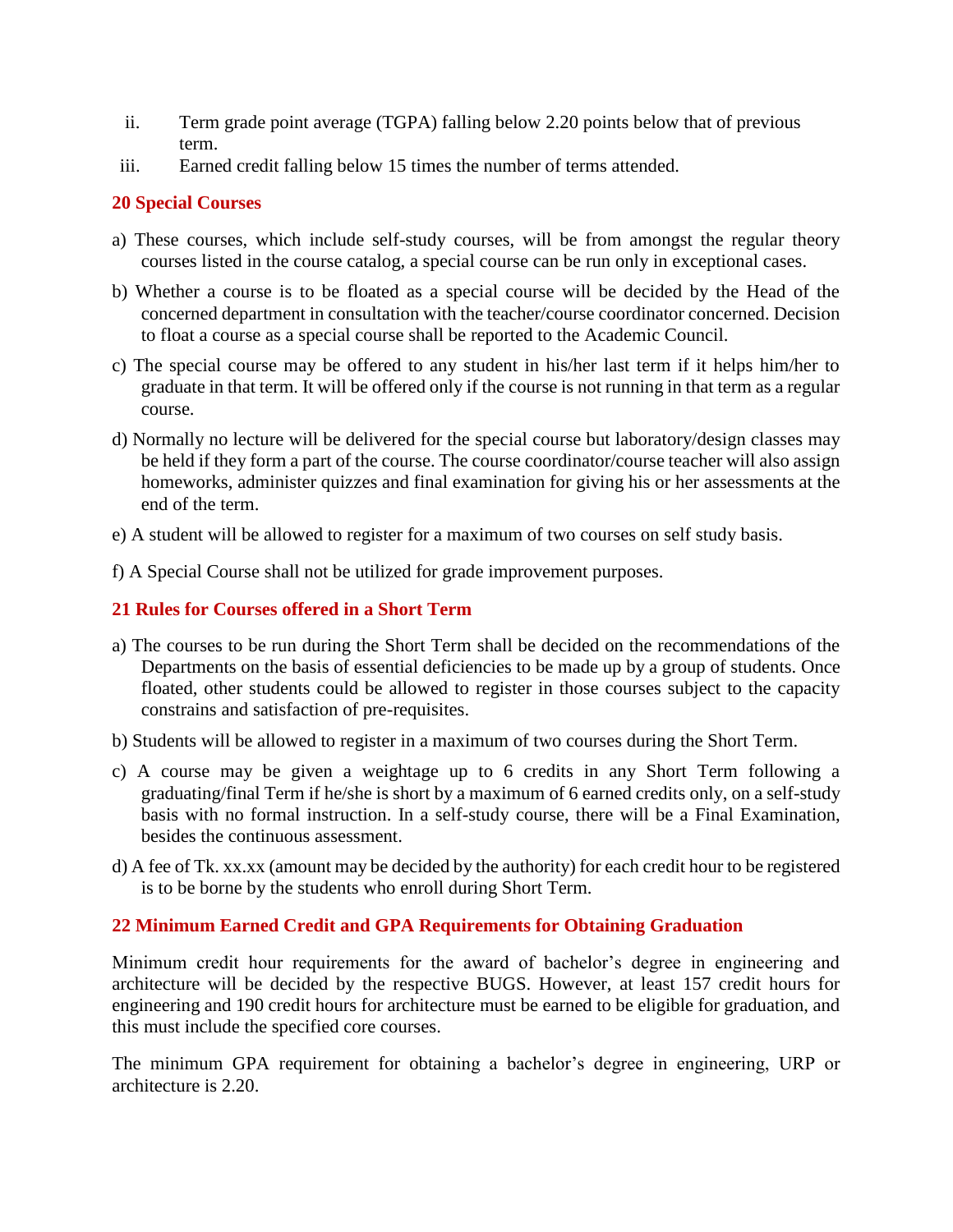ii. Term grade point average (TGPA) falling below 2.20 points below that of previous term.
iii. Earned credit falling below 15 times the number of terms attended.

## 20 Special Courses

a) These courses, which include self-study courses, will be from amongst the regular theory courses listed in the course catalog, a special course can be run only in exceptional cases.

b) Whether a course is to be floated as a special course will be decided by the Head of the concerned department in consultation with the teacher/course coordinator concerned. Decision to float a course as a special course shall be reported to the Academic Council.

c) The special course may be offered to any student in his/her last term if it helps him/her to graduate in that term. It will be offered only if the course is not running in that term as a regular course.

d) Normally no lecture will be delivered for the special course but laboratory/design classes may be held if they form a part of the course. The course coordinator/course teacher will also assign homeworks, administer quizzes and final examination for giving his or her assessments at the end of the term.

e) A student will be allowed to register for a maximum of two courses on self study basis.

f) A Special Course shall not be utilized for grade improvement purposes.

## 21 Rules for Courses offered in a Short Term

a) The courses to be run during the Short Term shall be decided on the recommendations of the Departments on the basis of essential deficiencies to be made up by a group of students. Once floated, other students could be allowed to register in those courses subject to the capacity constrains and satisfaction of pre-requisites.

b) Students will be allowed to register in a maximum of two courses during the Short Term.

c) A course may be given a weightage up to 6 credits in any Short Term following a graduating/final Term if he/she is short by a maximum of 6 earned credits only, on a self-study basis with no formal instruction. In a self-study course, there will be a Final Examination, besides the continuous assessment.

d) A fee of Tk. xx.xx (amount may be decided by the authority) for each credit hour to be registered is to be borne by the students who enroll during Short Term.

## 22 Minimum Earned Credit and GPA Requirements for Obtaining Graduation

Minimum credit hour requirements for the award of bachelor's degree in engineering and architecture will be decided by the respective BUGS. However, at least 157 credit hours for engineering and 190 credit hours for architecture must be earned to be eligible for graduation, and this must include the specified core courses.

The minimum GPA requirement for obtaining a bachelor's degree in engineering, URP or architecture is 2.20.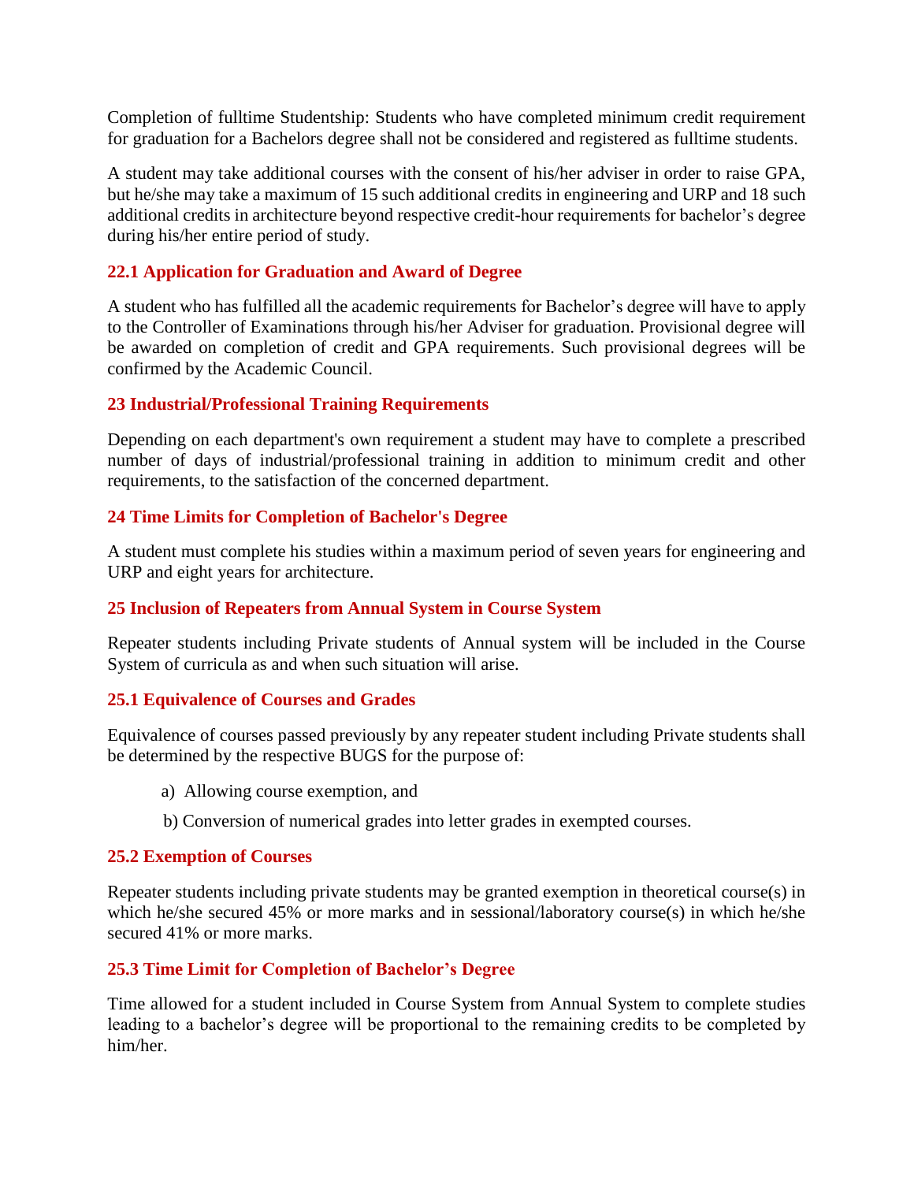Completion of fulltime Studentship: Students who have completed minimum credit requirement for graduation for a Bachelors degree shall not be considered and registered as fulltime students.

A student may take additional courses with the consent of his/her adviser in order to raise GPA, but he/she may take a maximum of 15 such additional credits in engineering and URP and 18 such additional credits in architecture beyond respective credit-hour requirements for bachelor's degree during his/her entire period of study.

### 22.1 Application for Graduation and Award of Degree

A student who has fulfilled all the academic requirements for Bachelor's degree will have to apply to the Controller of Examinations through his/her Adviser for graduation. Provisional degree will be awarded on completion of credit and GPA requirements. Such provisional degrees will be confirmed by the Academic Council.

## 23 Industrial/Professional Training Requirements

Depending on each department's own requirement a student may have to complete a prescribed number of days of industrial/professional training in addition to minimum credit and other requirements, to the satisfaction of the concerned department.

## 24 Time Limits for Completion of Bachelor's Degree

A student must complete his studies within a maximum period of seven years for engineering and URP and eight years for architecture.

## 25 Inclusion of Repeaters from Annual System in Course System

Repeater students including Private students of Annual system will be included in the Course System of curricula as and when such situation will arise.

### 25.1 Equivalence of Courses and Grades

Equivalence of courses passed previously by any repeater student including Private students shall be determined by the respective BUGS for the purpose of:

a) Allowing course exemption, and

b) Conversion of numerical grades into letter grades in exempted courses.

### 25.2 Exemption of Courses

Repeater students including private students may be granted exemption in theoretical course(s) in which he/she secured 45% or more marks and in sessional/laboratory course(s) in which he/she secured 41% or more marks.

### 25.3 Time Limit for Completion of Bachelor's Degree

Time allowed for a student included in Course System from Annual System to complete studies leading to a bachelor's degree will be proportional to the remaining credits to be completed by him/her.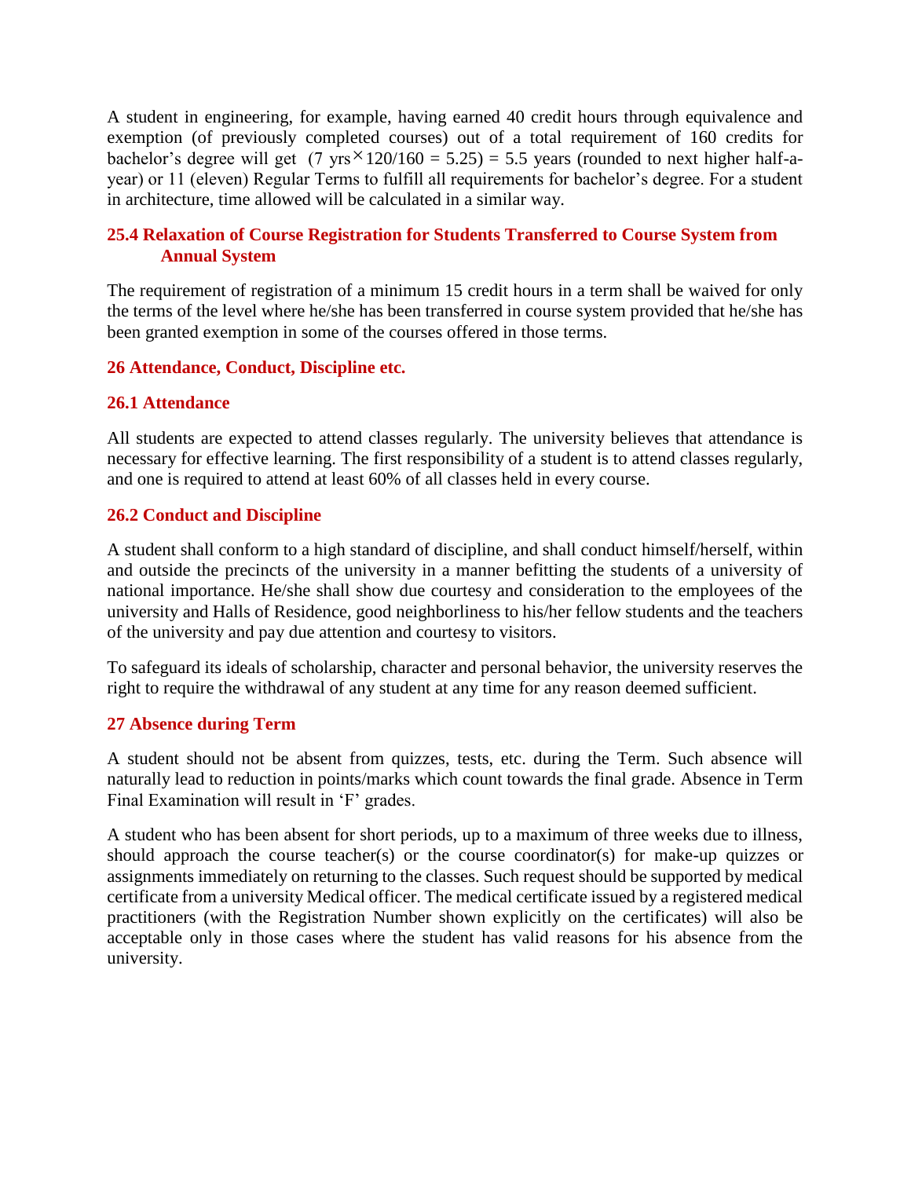A student in engineering, for example, having earned 40 credit hours through equivalence and exemption (of previously completed courses) out of a total requirement of 160 credits for bachelor's degree will get ($7 \text{ yrs} \times 120/160 = 5.25$) = 5.5 years (rounded to next higher half-a-year) or 11 (eleven) Regular Terms to fulfill all requirements for bachelor's degree. For a student in architecture, time allowed will be calculated in a similar way.

### 25.4 Relaxation of Course Registration for Students Transferred to Course System from Annual System

The requirement of registration of a minimum 15 credit hours in a term shall be waived for only the terms of the level where he/she has been transferred in course system provided that he/she has been granted exemption in some of the courses offered in those terms.

## 26 Attendance, Conduct, Discipline etc.

### 26.1 Attendance

All students are expected to attend classes regularly. The university believes that attendance is necessary for effective learning. The first responsibility of a student is to attend classes regularly, and one is required to attend at least 60% of all classes held in every course.

### 26.2 Conduct and Discipline

A student shall conform to a high standard of discipline, and shall conduct himself/herself, within and outside the precincts of the university in a manner befitting the students of a university of national importance. He/she shall show due courtesy and consideration to the employees of the university and Halls of Residence, good neighborliness to his/her fellow students and the teachers of the university and pay due attention and courtesy to visitors.

To safeguard its ideals of scholarship, character and personal behavior, the university reserves the right to require the withdrawal of any student at any time for any reason deemed sufficient.

## 27 Absence during Term

A student should not be absent from quizzes, tests, etc. during the Term. Such absence will naturally lead to reduction in points/marks which count towards the final grade. Absence in Term Final Examination will result in 'F' grades.

A student who has been absent for short periods, up to a maximum of three weeks due to illness, should approach the course teacher(s) or the course coordinator(s) for make-up quizzes or assignments immediately on returning to the classes. Such request should be supported by medical certificate from a university Medical officer. The medical certificate issued by a registered medical practitioners (with the Registration Number shown explicitly on the certificates) will also be acceptable only in those cases where the student has valid reasons for his absence from the university.